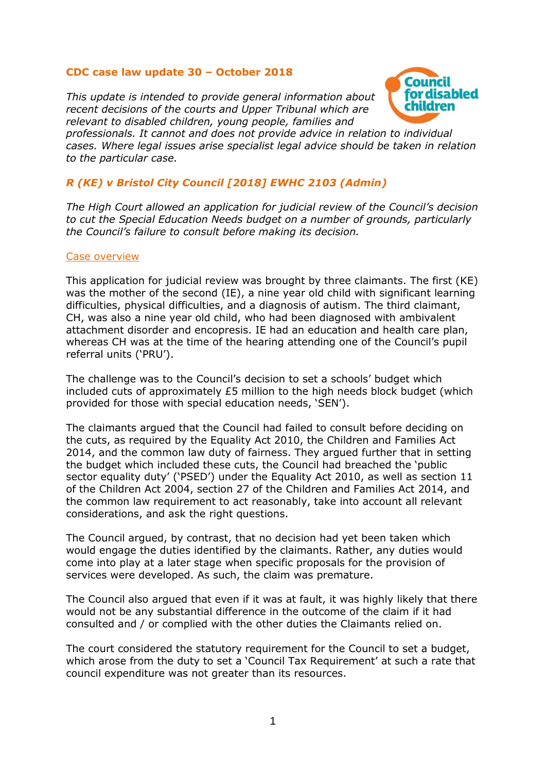## CDC case law update 30 – October 2018

*This update is intended to provide general information about recent decisions of the courts and Upper Tribunal which are relevant to disabled children, young people, families and professionals. It cannot and does not provide advice in relation to individual cases. Where legal issues arise specialist legal advice should be taken in relation to the particular case.*

### *R (KE) v Bristol City Council [2018] EWHC 2103 (Admin)*

*The High Court allowed an application for judicial review of the Council's decision to cut the Special Education Needs budget on a number of grounds, particularly the Council's failure to consult before making its decision.*

#### Case overview

This application for judicial review was brought by three claimants. The first (KE) was the mother of the second (IE), a nine year old child with significant learning difficulties, physical difficulties, and a diagnosis of autism. The third claimant, CH, was also a nine year old child, who had been diagnosed with ambivalent attachment disorder and encopresis. IE had an education and health care plan, whereas CH was at the time of the hearing attending one of the Council's pupil referral units ('PRU').

The challenge was to the Council's decision to set a schools' budget which included cuts of approximately £5 million to the high needs block budget (which provided for those with special education needs, 'SEN').

The claimants argued that the Council had failed to consult before deciding on the cuts, as required by the Equality Act 2010, the Children and Families Act 2014, and the common law duty of fairness. They argued further that in setting the budget which included these cuts, the Council had breached the 'public sector equality duty' ('PSED') under the Equality Act 2010, as well as section 11 of the Children Act 2004, section 27 of the Children and Families Act 2014, and the common law requirement to act reasonably, take into account all relevant considerations, and ask the right questions.

The Council argued, by contrast, that no decision had yet been taken which would engage the duties identified by the claimants. Rather, any duties would come into play at a later stage when specific proposals for the provision of services were developed. As such, the claim was premature.

The Council also argued that even if it was at fault, it was highly likely that there would not be any substantial difference in the outcome of the claim if it had consulted and / or complied with the other duties the Claimants relied on.

The court considered the statutory requirement for the Council to set a budget, which arose from the duty to set a 'Council Tax Requirement' at such a rate that council expenditure was not greater than its resources.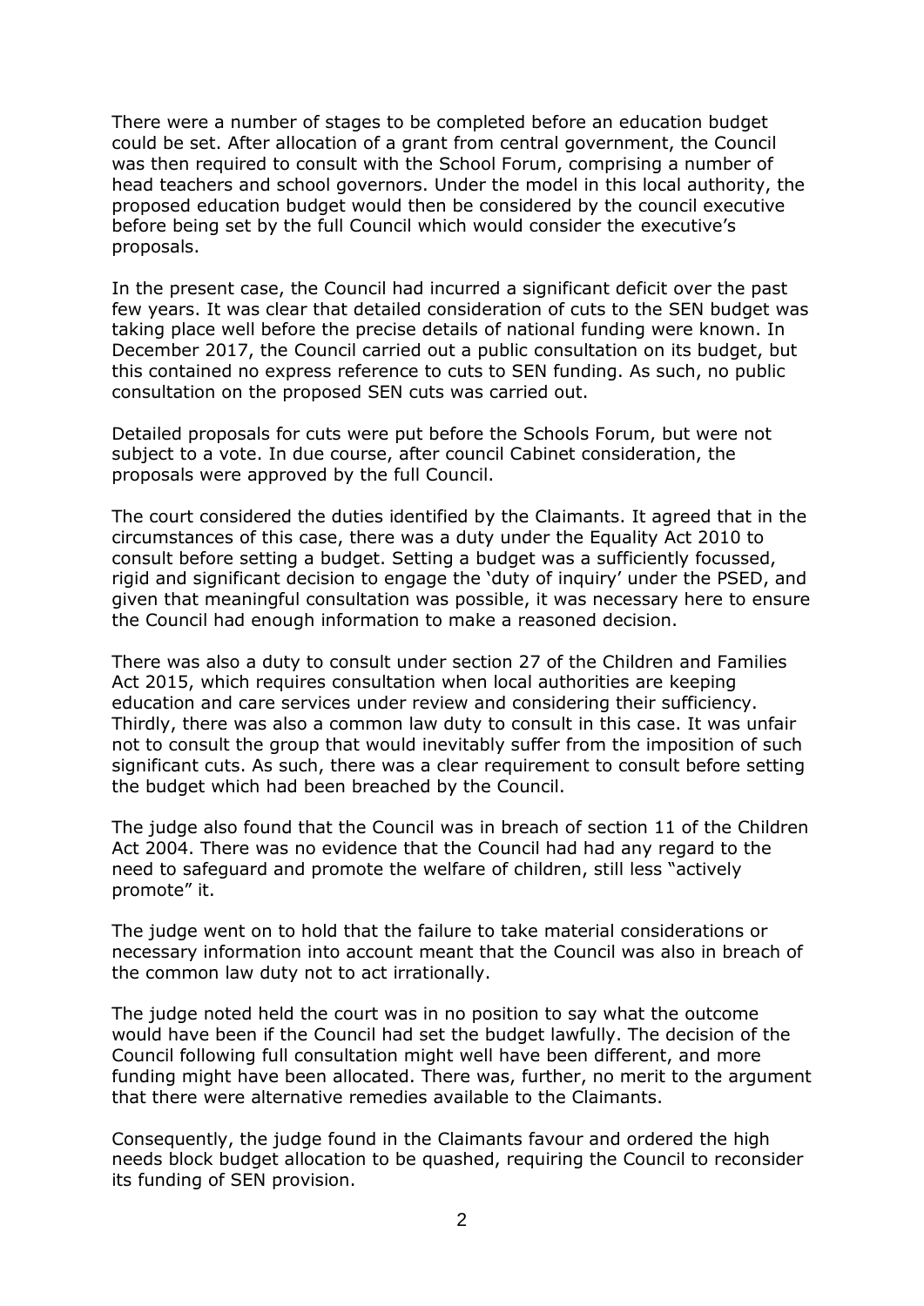There were a number of stages to be completed before an education budget could be set. After allocation of a grant from central government, the Council was then required to consult with the School Forum, comprising a number of head teachers and school governors. Under the model in this local authority, the proposed education budget would then be considered by the council executive before being set by the full Council which would consider the executive's proposals.

In the present case, the Council had incurred a significant deficit over the past few years. It was clear that detailed consideration of cuts to the SEN budget was taking place well before the precise details of national funding were known. In December 2017, the Council carried out a public consultation on its budget, but this contained no express reference to cuts to SEN funding. As such, no public consultation on the proposed SEN cuts was carried out.

Detailed proposals for cuts were put before the Schools Forum, but were not subject to a vote. In due course, after council Cabinet consideration, the proposals were approved by the full Council.

The court considered the duties identified by the Claimants. It agreed that in the circumstances of this case, there was a duty under the Equality Act 2010 to consult before setting a budget. Setting a budget was a sufficiently focussed, rigid and significant decision to engage the 'duty of inquiry' under the PSED, and given that meaningful consultation was possible, it was necessary here to ensure the Council had enough information to make a reasoned decision.

There was also a duty to consult under section 27 of the Children and Families Act 2015, which requires consultation when local authorities are keeping education and care services under review and considering their sufficiency. Thirdly, there was also a common law duty to consult in this case. It was unfair not to consult the group that would inevitably suffer from the imposition of such significant cuts. As such, there was a clear requirement to consult before setting the budget which had been breached by the Council.

The judge also found that the Council was in breach of section 11 of the Children Act 2004. There was no evidence that the Council had had any regard to the need to safeguard and promote the welfare of children, still less "actively promote" it.

The judge went on to hold that the failure to take material considerations or necessary information into account meant that the Council was also in breach of the common law duty not to act irrationally.

The judge noted held the court was in no position to say what the outcome would have been if the Council had set the budget lawfully. The decision of the Council following full consultation might well have been different, and more funding might have been allocated. There was, further, no merit to the argument that there were alternative remedies available to the Claimants.

Consequently, the judge found in the Claimants favour and ordered the high needs block budget allocation to be quashed, requiring the Council to reconsider its funding of SEN provision.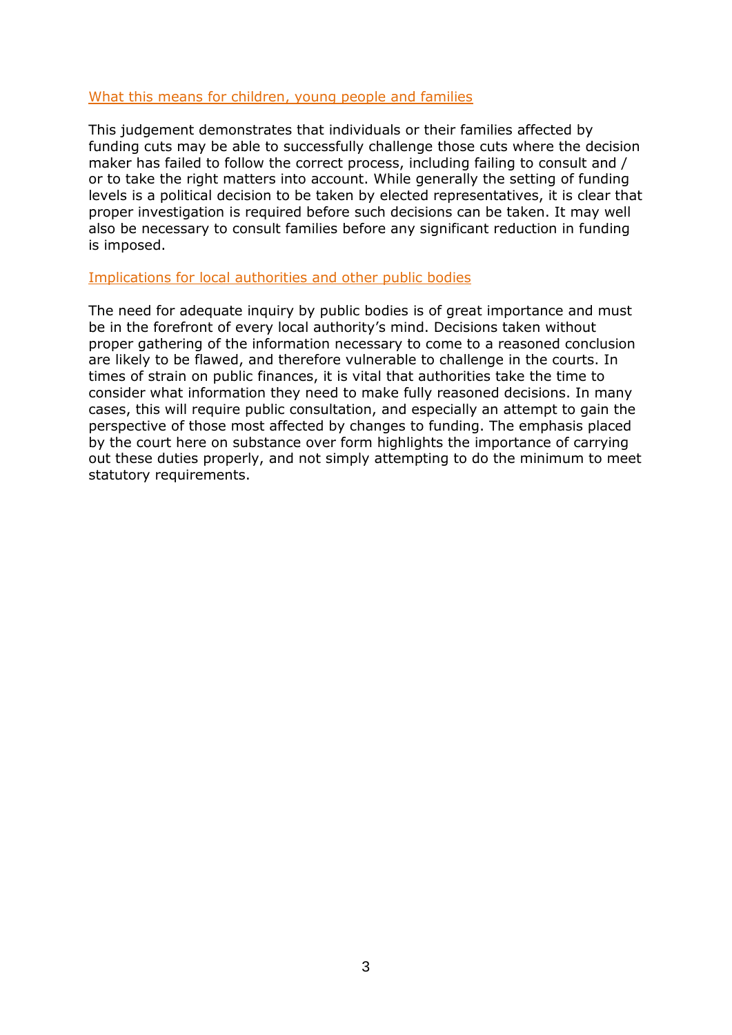## What this means for children, young people and families

This judgement demonstrates that individuals or their families affected by funding cuts may be able to successfully challenge those cuts where the decision maker has failed to follow the correct process, including failing to consult and / or to take the right matters into account. While generally the setting of funding levels is a political decision to be taken by elected representatives, it is clear that proper investigation is required before such decisions can be taken. It may well also be necessary to consult families before any significant reduction in funding is imposed.

## Implications for local authorities and other public bodies

The need for adequate inquiry by public bodies is of great importance and must be in the forefront of every local authority's mind. Decisions taken without proper gathering of the information necessary to come to a reasoned conclusion are likely to be flawed, and therefore vulnerable to challenge in the courts. In times of strain on public finances, it is vital that authorities take the time to consider what information they need to make fully reasoned decisions. In many cases, this will require public consultation, and especially an attempt to gain the perspective of those most affected by changes to funding. The emphasis placed by the court here on substance over form highlights the importance of carrying out these duties properly, and not simply attempting to do the minimum to meet statutory requirements.